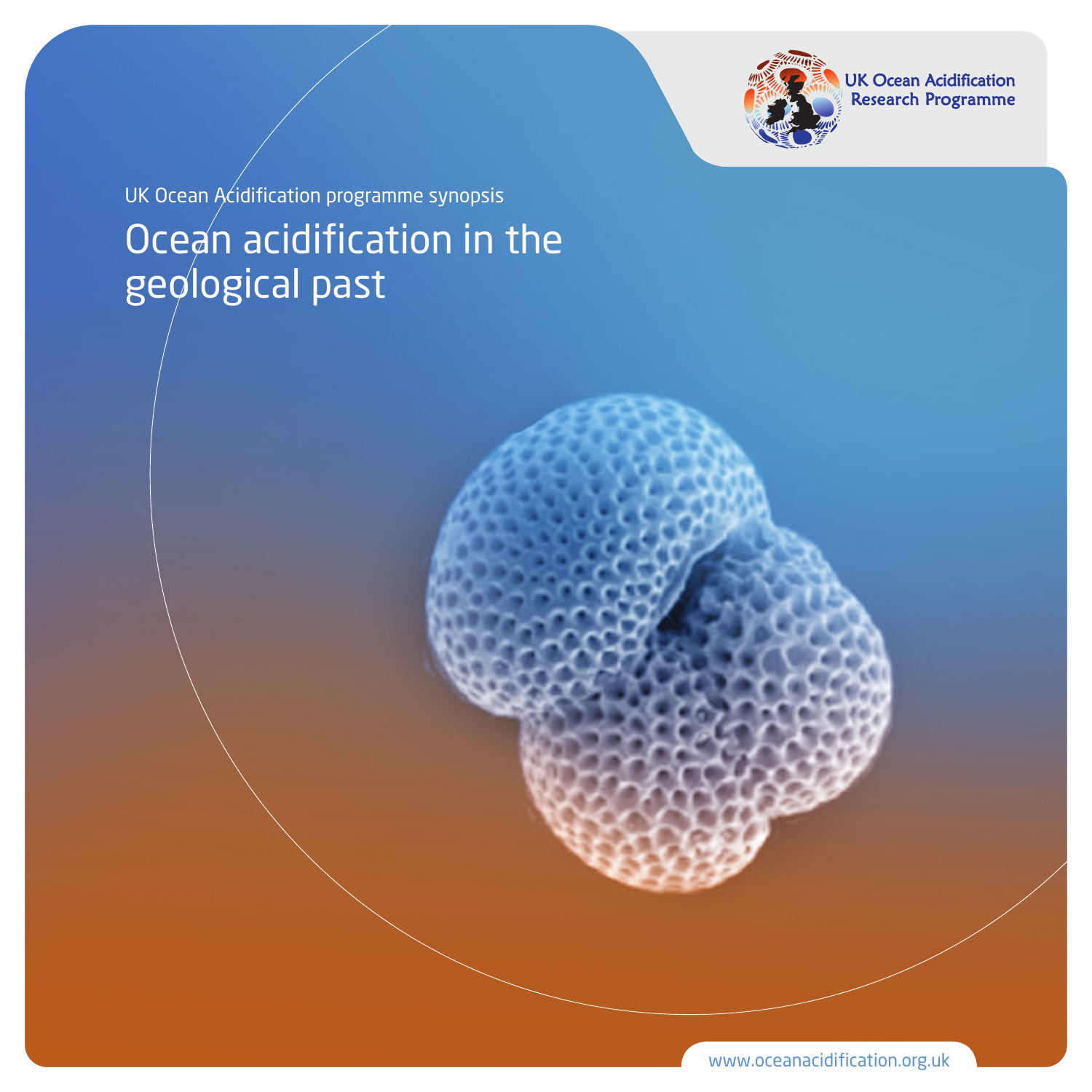UK Ocean Acidification Research Programme

UK Ocean Acidification programme synopsis

# Ocean acidification in the geological past

www.oceanacidification.org.uk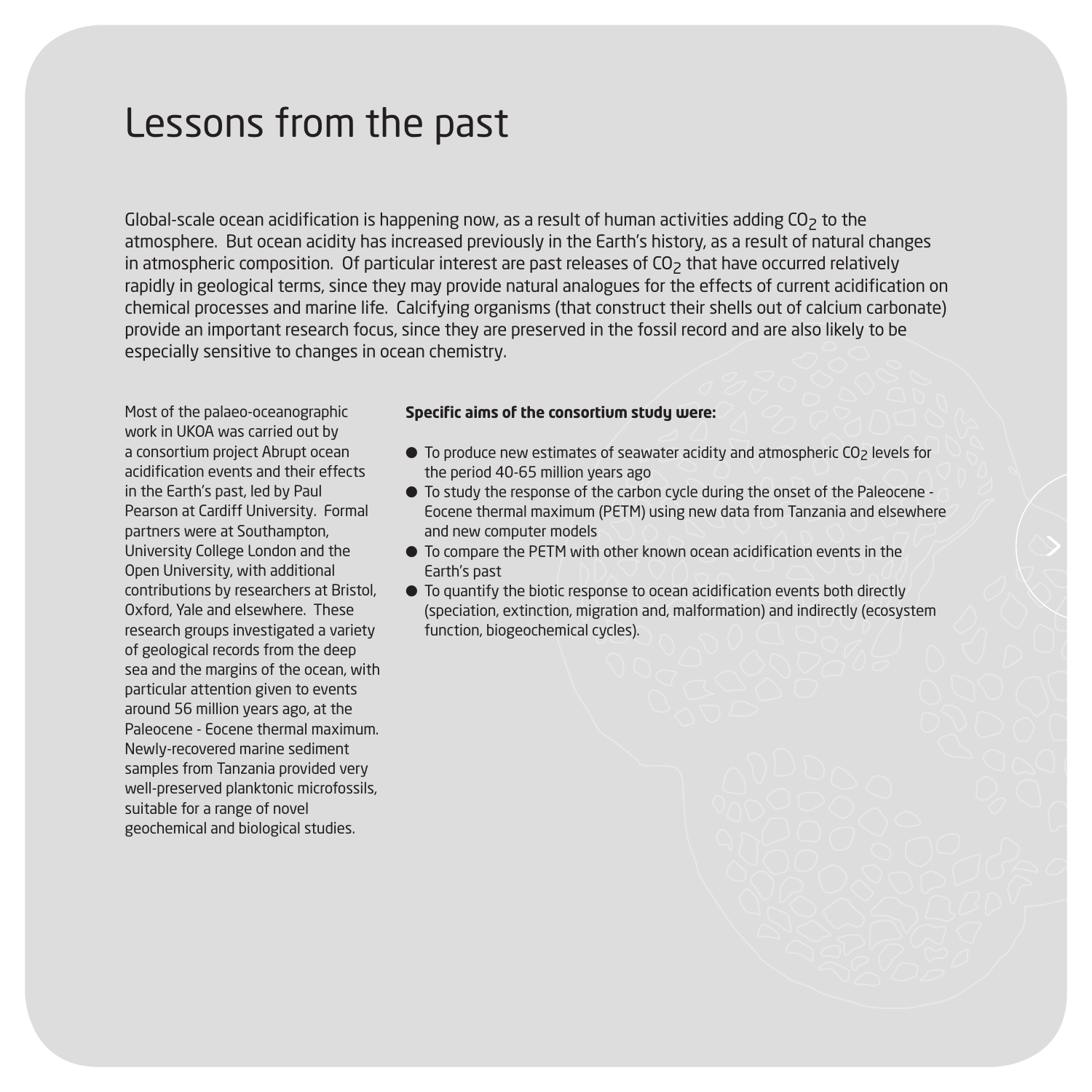# Lessons from the past

Global-scale ocean acidification is happening now, as a result of human activities adding $CO_2$ to the atmosphere. But ocean acidity has increased previously in the Earth's history, as a result of natural changes in atmospheric composition. Of particular interest are past releases of $CO_2$ that have occurred relatively rapidly in geological terms, since they may provide natural analogues for the effects of current acidification on chemical processes and marine life. Calcifying organisms (that construct their shells out of calcium carbonate) provide an important research focus, since they are preserved in the fossil record and are also likely to be especially sensitive to changes in ocean chemistry.

Most of the palaeo-oceanographic work in UKOA was carried out by a consortium project Abrupt ocean acidification events and their effects in the Earth's past, led by Paul Pearson at Cardiff University. Formal partners were at Southampton, University College London and the Open University, with additional contributions by researchers at Bristol, Oxford, Yale and elsewhere. These research groups investigated a variety of geological records from the deep sea and the margins of the ocean, with particular attention given to events around 56 million years ago, at the Paleocene - Eocene thermal maximum. Newly-recovered marine sediment samples from Tanzania provided very well-preserved planktonic microfossils, suitable for a range of novel geochemical and biological studies.

**Specific aims of the consortium study were:**

- To produce new estimates of seawater acidity and atmospheric $CO_2$ levels for the period 40-65 million years ago
- To study the response of the carbon cycle during the onset of the Paleocene - Eocene thermal maximum (PETM) using new data from Tanzania and elsewhere and new computer models
- To compare the PETM with other known ocean acidification events in the Earth's past
- To quantify the biotic response to ocean acidification events both directly (speciation, extinction, migration and, malformation) and indirectly (ecosystem function, biogeochemical cycles).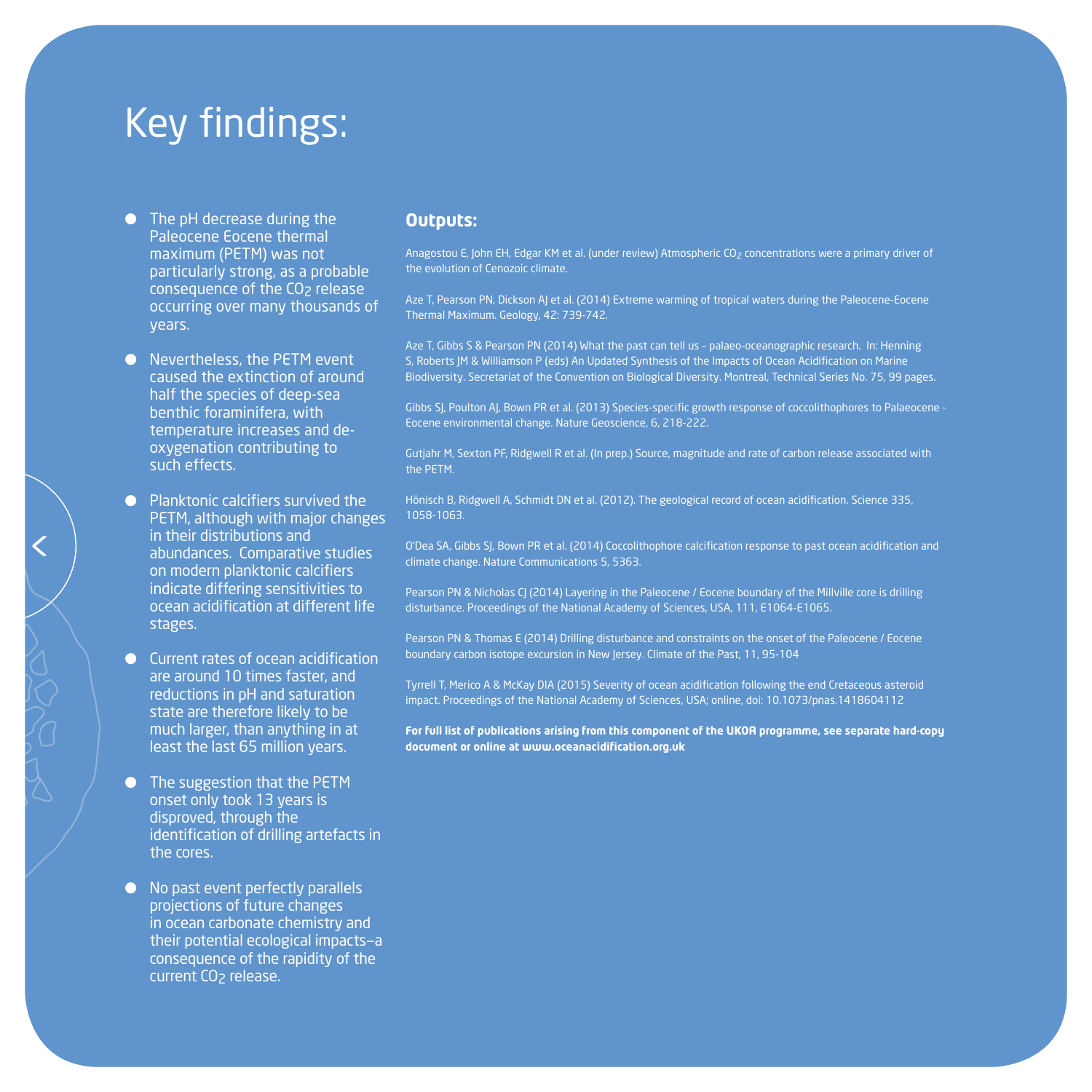# Key findings:

- The pH decrease during the Paleocene Eocene thermal maximum (PETM) was not particularly strong, as a probable consequence of the $CO_2$ release occurring over many thousands of years.
- Nevertheless, the PETM event caused the extinction of around half the species of deep-sea benthic foraminifera, with temperature increases and de-oxygenation contributing to such effects.
- Planktonic calcifiers survived the PETM, although with major changes in their distributions and abundances. Comparative studies on modern planktonic calcifiers indicate differing sensitivities to ocean acidification at different life stages.
- Current rates of ocean acidification are around 10 times faster, and reductions in pH and saturation state are therefore likely to be much larger, than anything in at least the last 65 million years.
- The suggestion that the PETM onset only took 13 years is disproved, through the identification of drilling artefacts in the cores.
- No past event perfectly parallels projections of future changes in ocean carbonate chemistry and their potential ecological impacts–a consequence of the rapidity of the current $CO_2$ release.

## Outputs:

Anagostou E, John EH, Edgar KM et al. (under review) Atmospheric $CO_2$ concentrations were a primary driver of the evolution of Cenozoic climate.

Aze T, Pearson PN, Dickson AJ et al. (2014) Extreme warming of tropical waters during the Paleocene-Eocene Thermal Maximum. Geology, 42: 739-742.

Aze T, Gibbs S & Pearson PN (2014) What the past can tell us – palaeo-oceanographic research. In: Henning S, Roberts JM & Williamson P (eds) An Updated Synthesis of the Impacts of Ocean Acidification on Marine Biodiversity. Secretariat of the Convention on Biological Diversity. Montreal, Technical Series No. 75, 99 pages.

Gibbs SJ, Poulton AJ, Bown PR et al. (2013) Species-specific growth response of coccolithophores to Palaeocene - Eocene environmental change. Nature Geoscience, 6, 218-222.

Gutjahr M, Sexton PF, Ridgwell R et al. (In prep.) Source, magnitude and rate of carbon release associated with the PETM.

Hönisch B, Ridgwell A, Schmidt DN et al. (2012). The geological record of ocean acidification. Science 335, 1058-1063.

O'Dea SA, Gibbs SJ, Bown PR et al. (2014) Coccolithophore calcification response to past ocean acidification and climate change. Nature Communications 5, 5363.

Pearson PN & Nicholas CJ (2014) Layering in the Paleocene / Eocene boundary of the Millville core is drilling disturbance. Proceedings of the National Academy of Sciences, USA, 111, E1064-E1065.

Pearson PN & Thomas E (2014) Drilling disturbance and constraints on the onset of the Paleocene / Eocene boundary carbon isotope excursion in New Jersey. Climate of the Past, 11, 95-104

Tyrrell T, Merico A & McKay DIA (2015) Severity of ocean acidification following the end Cretaceous asteroid impact. Proceedings of the National Academy of Sciences, USA; online, doi: 10.1073/pnas.1418604112

**For full list of publications arising from this component of the UKOA programme, see separate hard-copy document or online at www.oceanacidification.org.uk**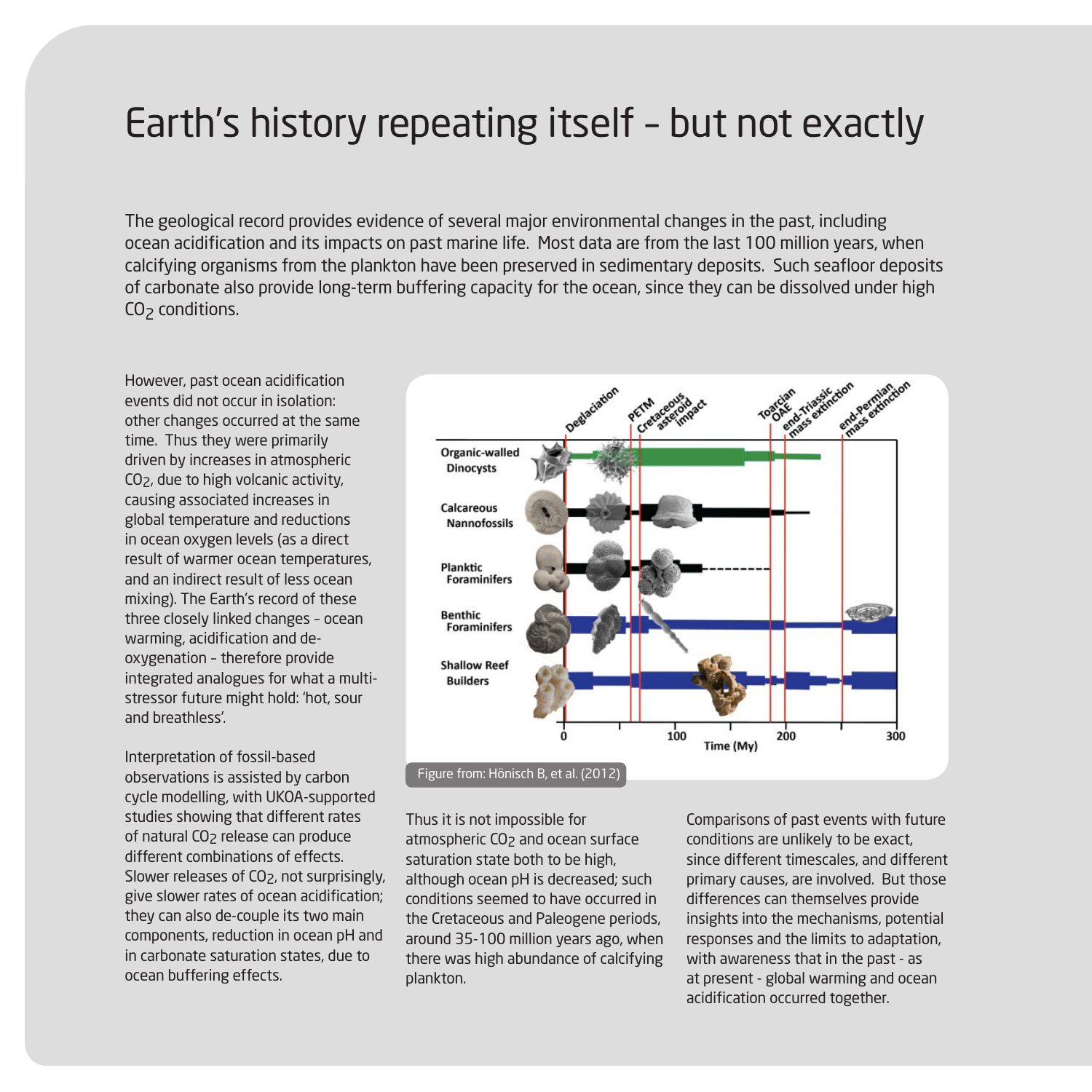# Earth's history repeating itself – but not exactly

The geological record provides evidence of several major environmental changes in the past, including ocean acidification and its impacts on past marine life. Most data are from the last 100 million years, when calcifying organisms from the plankton have been preserved in sedimentary deposits. Such seafloor deposits of carbonate also provide long-term buffering capacity for the ocean, since they can be dissolved under high $CO_2$ conditions.

However, past ocean acidification events did not occur in isolation: other changes occurred at the same time. Thus they were primarily driven by increases in atmospheric $CO_2$, due to high volcanic activity, causing associated increases in global temperature and reductions in ocean oxygen levels (as a direct result of warmer ocean temperatures, and an indirect result of less ocean mixing). The Earth's record of these three closely linked changes – ocean warming, acidification and de-oxygenation – therefore provide integrated analogues for what a multi-stressor future might hold: 'hot, sour and breathless'.

Interpretation of fossil-based observations is assisted by carbon cycle modelling, with UKOA-supported studies showing that different rates of natural $CO_2$ release can produce different combinations of effects. Slower releases of $CO_2$, not surprisingly, give slower rates of ocean acidification; they can also de-couple its two main components, reduction in ocean pH and in carbonate saturation states, due to ocean buffering effects.

Figure from: Hönisch B, et al. (2012)

Thus it is not impossible for atmospheric $CO_2$ and ocean surface saturation state both to be high, although ocean pH is decreased; such conditions seemed to have occurred in the Cretaceous and Paleogene periods, around 35-100 million years ago, when there was high abundance of calcifying plankton.

Comparisons of past events with future conditions are unlikely to be exact, since different timescales, and different primary causes, are involved. But those differences can themselves provide insights into the mechanisms, potential responses and the limits to adaptation, with awareness that in the past - as at present - global warming and ocean acidification occurred together.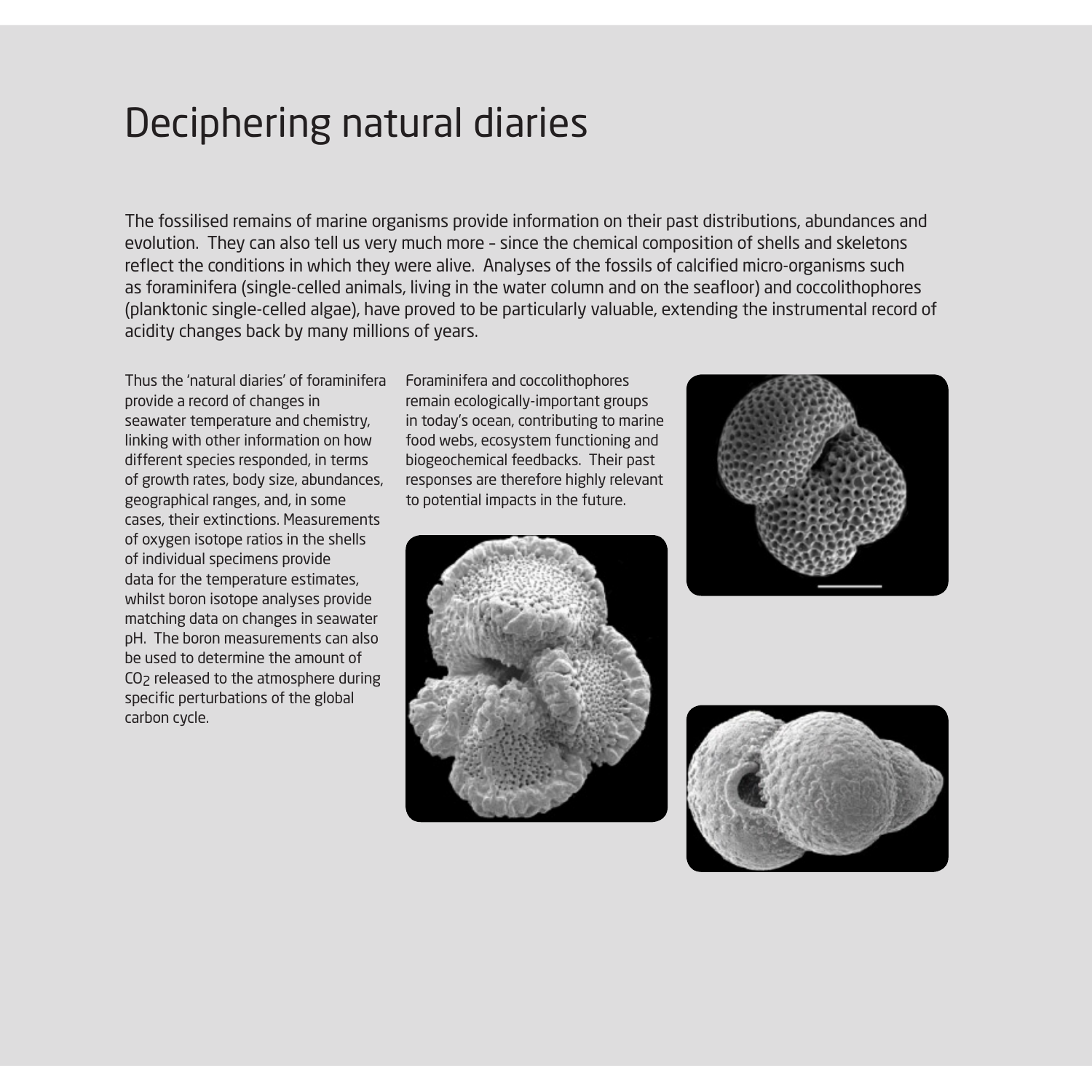# Deciphering natural diaries

The fossilised remains of marine organisms provide information on their past distributions, abundances and evolution. They can also tell us very much more – since the chemical composition of shells and skeletons reflect the conditions in which they were alive. Analyses of the fossils of calcified micro-organisms such as foraminifera (single-celled animals, living in the water column and on the seafloor) and coccolithophores (planktonic single-celled algae), have proved to be particularly valuable, extending the instrumental record of acidity changes back by many millions of years.

Thus the 'natural diaries' of foraminifera provide a record of changes in seawater temperature and chemistry, linking with other information on how different species responded, in terms of growth rates, body size, abundances, geographical ranges, and, in some cases, their extinctions. Measurements of oxygen isotope ratios in the shells of individual specimens provide data for the temperature estimates, whilst boron isotope analyses provide matching data on changes in seawater pH. The boron measurements can also be used to determine the amount of $CO_2$ released to the atmosphere during specific perturbations of the global carbon cycle.

Foraminifera and coccolithophores remain ecologically-important groups in today's ocean, contributing to marine food webs, ecosystem functioning and biogeochemical feedbacks. Their past responses are therefore highly relevant to potential impacts in the future.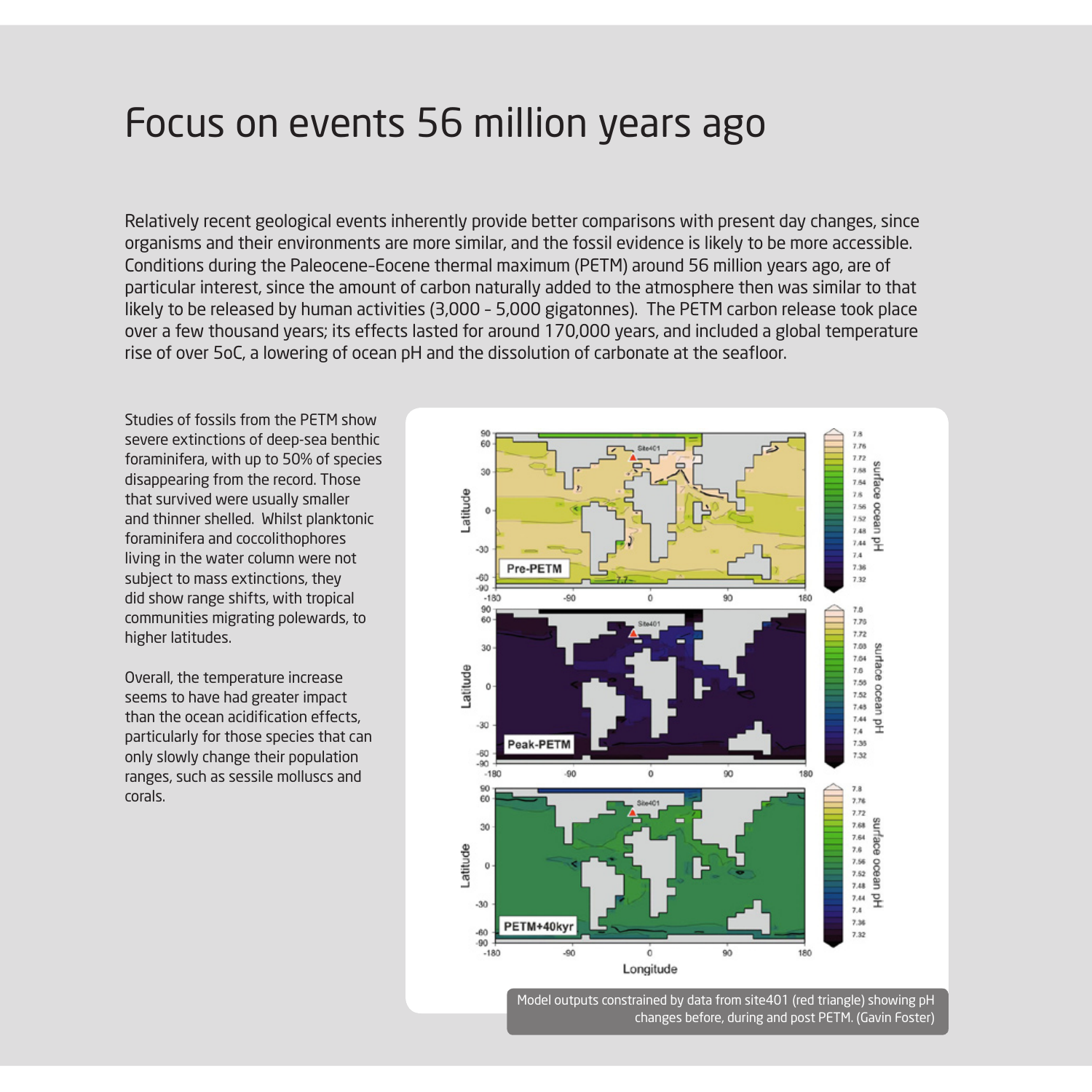# Focus on events 56 million years ago

Relatively recent geological events inherently provide better comparisons with present day changes, since organisms and their environments are more similar, and the fossil evidence is likely to be more accessible. Conditions during the Paleocene-Eocene thermal maximum (PETM) around 56 million years ago, are of particular interest, since the amount of carbon naturally added to the atmosphere then was similar to that likely to be released by human activities (3,000 - 5,000 gigatonnes). The PETM carbon release took place over a few thousand years; its effects lasted for around 170,000 years, and included a global temperature rise of over 5oC, a lowering of ocean pH and the dissolution of carbonate at the seafloor.

Studies of fossils from the PETM show severe extinctions of deep-sea benthic foraminifera, with up to 50% of species disappearing from the record. Those that survived were usually smaller and thinner shelled. Whilst planktonic foraminifera and coccolithophores living in the water column were not subject to mass extinctions, they did show range shifts, with tropical communities migrating polewards, to higher latitudes.

Overall, the temperature increase seems to have had greater impact than the ocean acidification effects, particularly for those species that can only slowly change their population ranges, such as sessile molluscs and corals.

Model outputs constrained by data from site401 (red triangle) showing pH changes before, during and post PETM. (Gavin Foster)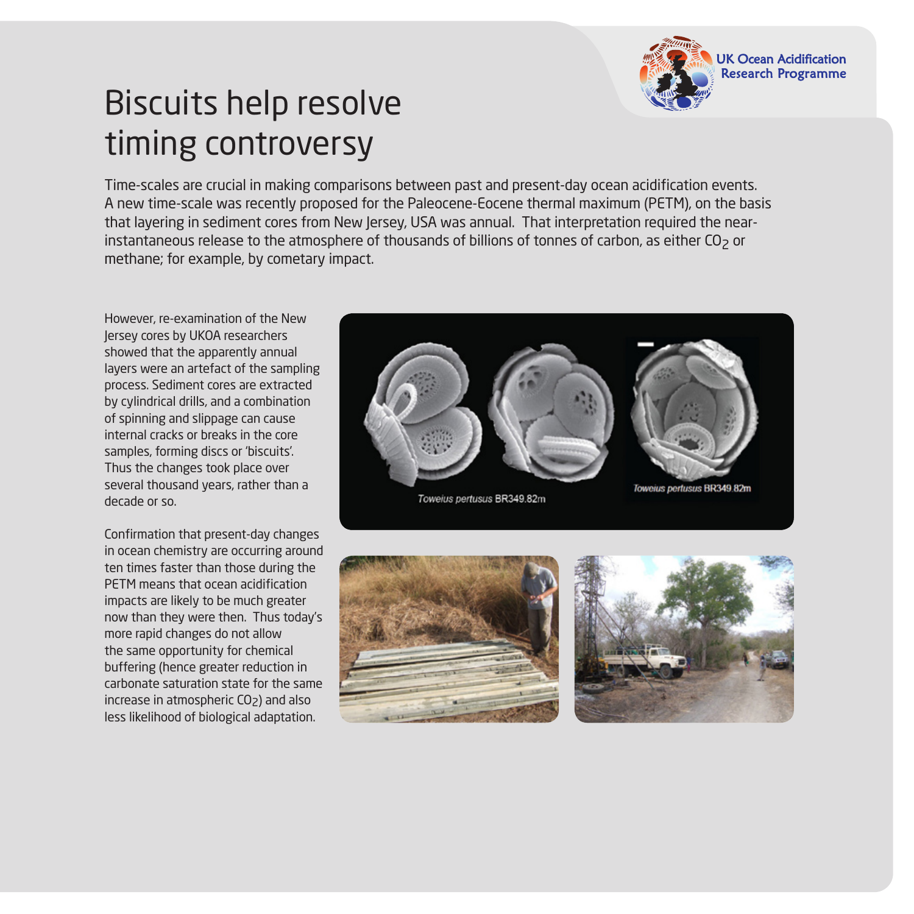# Biscuits help resolve timing controversy

Time-scales are crucial in making comparisons between past and present-day ocean acidification events. A new time-scale was recently proposed for the Paleocene-Eocene thermal maximum (PETM), on the basis that layering in sediment cores from New Jersey, USA was annual. That interpretation required the near-instantaneous release to the atmosphere of thousands of billions of tonnes of carbon, as either $CO_2$ or methane; for example, by cometary impact.

However, re-examination of the New Jersey cores by UKOA researchers showed that the apparently annual layers were an artefact of the sampling process. Sediment cores are extracted by cylindrical drills, and a combination of spinning and slippage can cause internal cracks or breaks in the core samples, forming discs or 'biscuits'. Thus the changes took place over several thousand years, rather than a decade or so.

Confirmation that present-day changes in ocean chemistry are occurring around ten times faster than those during the PETM means that ocean acidification impacts are likely to be much greater now than they were then. Thus today's more rapid changes do not allow the same opportunity for chemical buffering (hence greater reduction in carbonate saturation state for the same increase in atmospheric $CO_2$) and also less likelihood of biological adaptation.

*Toweius pertusus* BR349.82m

*Toweius pertusus* BR349.82m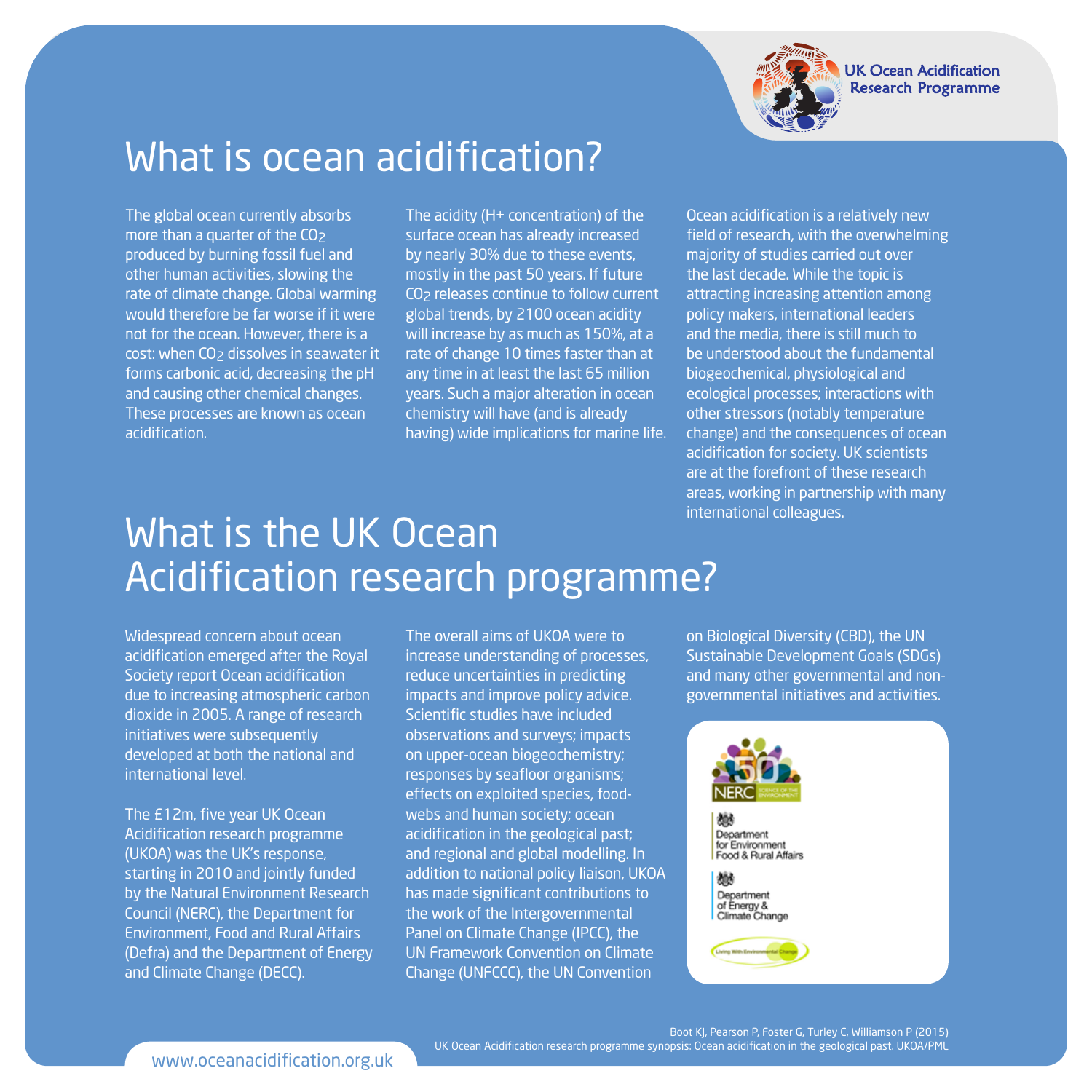UK Ocean Acidification Research Programme

# What is ocean acidification?

The global ocean currently absorbs more than a quarter of the $CO_2$ produced by burning fossil fuel and other human activities, slowing the rate of climate change. Global warming would therefore be far worse if it were not for the ocean. However, there is a cost: when $CO_2$ dissolves in seawater it forms carbonic acid, decreasing the pH and causing other chemical changes. These processes are known as ocean acidification.

The acidity (H+ concentration) of the surface ocean has already increased by nearly 30% due to these events, mostly in the past 50 years. If future $CO_2$ releases continue to follow current global trends, by 2100 ocean acidity will increase by as much as 150%, at a rate of change 10 times faster than at any time in at least the last 65 million years. Such a major alteration in ocean chemistry will have (and is already having) wide implications for marine life.

Ocean acidification is a relatively new field of research, with the overwhelming majority of studies carried out over the last decade. While the topic is attracting increasing attention among policy makers, international leaders and the media, there is still much to be understood about the fundamental biogeochemical, physiological and ecological processes; interactions with other stressors (notably temperature change) and the consequences of ocean acidification for society. UK scientists are at the forefront of these research areas, working in partnership with many international colleagues.

# What is the UK Ocean Acidification research programme?

Widespread concern about ocean acidification emerged after the Royal Society report Ocean acidification due to increasing atmospheric carbon dioxide in 2005. A range of research initiatives were subsequently developed at both the national and international level.

The £12m, five year UK Ocean Acidification research programme (UKOA) was the UK's response, starting in 2010 and jointly funded by the Natural Environment Research Council (NERC), the Department for Environment, Food and Rural Affairs (Defra) and the Department of Energy and Climate Change (DECC).

The overall aims of UKOA were to increase understanding of processes, reduce uncertainties in predicting impacts and improve policy advice. Scientific studies have included observations and surveys; impacts on upper-ocean biogeochemistry; responses by seafloor organisms; effects on exploited species, food-webs and human society; ocean acidification in the geological past; and regional and global modelling. In addition to national policy liaison, UKOA has made significant contributions to the work of the Intergovernmental Panel on Climate Change (IPCC), the UN Framework Convention on Climate Change (UNFCCC), the UN Convention on Biological Diversity (CBD), the UN Sustainable Development Goals (SDGs) and many other governmental and non-governmental initiatives and activities.

NERC Science of the Environment

Department for Environment Food & Rural Affairs

Department of Energy & Climate Change

Living With Environmental Change

Boot KJ, Pearson P, Foster G, Turley C, Williamson P (2015)
UK Ocean Acidification research programme synopsis: Ocean acidification in the geological past. UKOA/PML

www.oceanacidification.org.uk